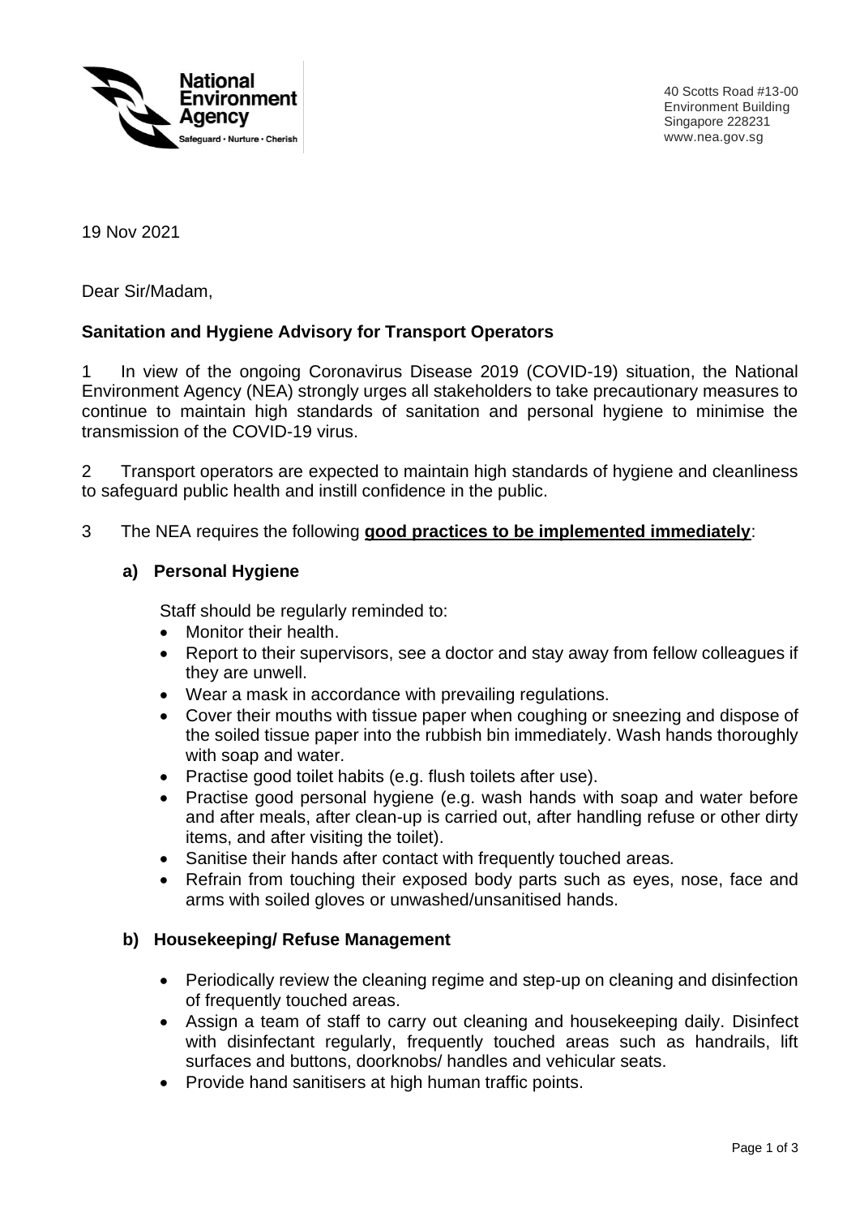National Environment Agency
Safeguard • Nurture • Cherish

40 Scotts Road #13-00
Environment Building
Singapore 228231
www.nea.gov.sg

19 Nov 2021

Dear Sir/Madam,

**Sanitation and Hygiene Advisory for Transport Operators**

1 In view of the ongoing Coronavirus Disease 2019 (COVID-19) situation, the National Environment Agency (NEA) strongly urges all stakeholders to take precautionary measures to continue to maintain high standards of sanitation and personal hygiene to minimise the transmission of the COVID-19 virus.

2 Transport operators are expected to maintain high standards of hygiene and cleanliness to safeguard public health and instill confidence in the public.

3 The NEA requires the following **good practices to be implemented immediately**:

**a) Personal Hygiene**

Staff should be regularly reminded to:

- Monitor their health.
- Report to their supervisors, see a doctor and stay away from fellow colleagues if they are unwell.
- Wear a mask in accordance with prevailing regulations.
- Cover their mouths with tissue paper when coughing or sneezing and dispose of the soiled tissue paper into the rubbish bin immediately. Wash hands thoroughly with soap and water.
- Practise good toilet habits (e.g. flush toilets after use).
- Practise good personal hygiene (e.g. wash hands with soap and water before and after meals, after clean-up is carried out, after handling refuse or other dirty items, and after visiting the toilet).
- Sanitise their hands after contact with frequently touched areas.
- Refrain from touching their exposed body parts such as eyes, nose, face and arms with soiled gloves or unwashed/unsanitised hands.

**b) Housekeeping/ Refuse Management**

- Periodically review the cleaning regime and step-up on cleaning and disinfection of frequently touched areas.
- Assign a team of staff to carry out cleaning and housekeeping daily. Disinfect with disinfectant regularly, frequently touched areas such as handrails, lift surfaces and buttons, doorknobs/ handles and vehicular seats.
- Provide hand sanitisers at high human traffic points.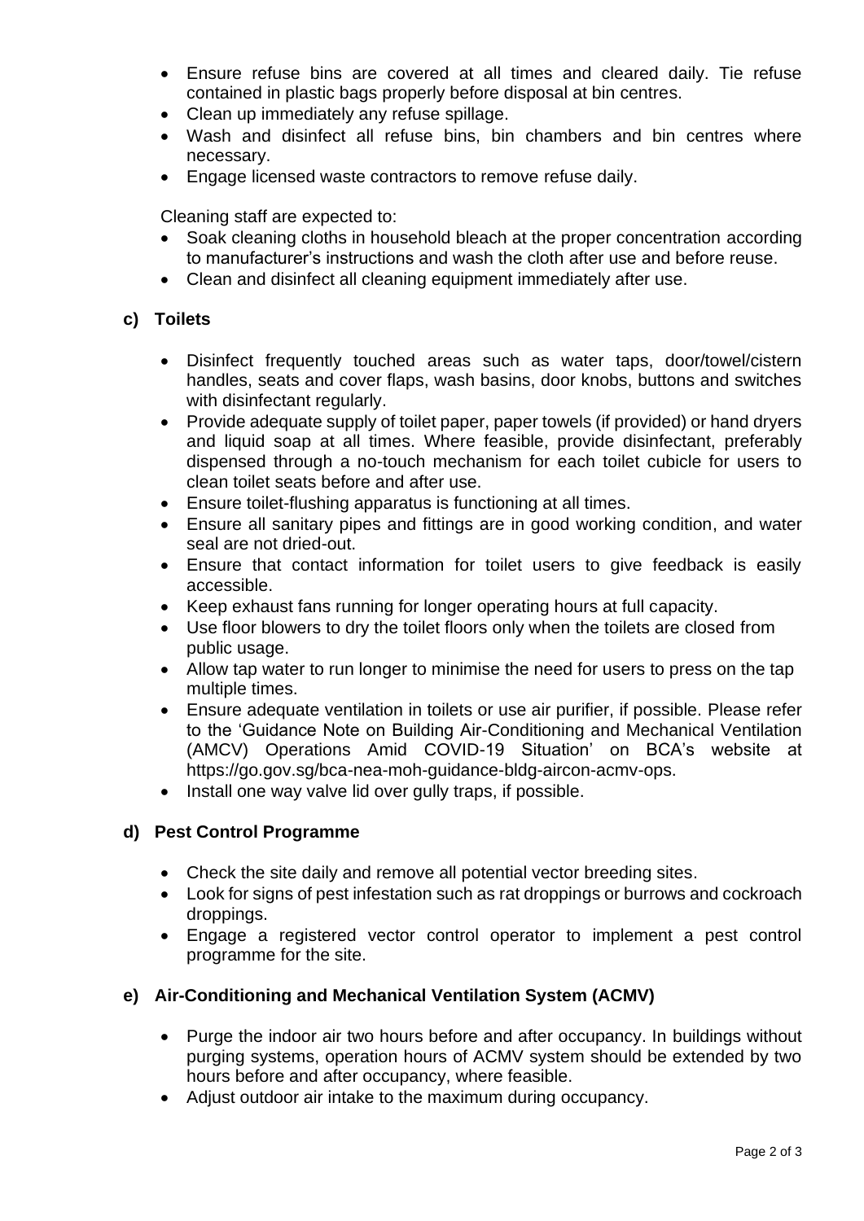- Ensure refuse bins are covered at all times and cleared daily. Tie refuse contained in plastic bags properly before disposal at bin centres.
- Clean up immediately any refuse spillage.
- Wash and disinfect all refuse bins, bin chambers and bin centres where necessary.
- Engage licensed waste contractors to remove refuse daily.

Cleaning staff are expected to:

- Soak cleaning cloths in household bleach at the proper concentration according to manufacturer's instructions and wash the cloth after use and before reuse.
- Clean and disinfect all cleaning equipment immediately after use.

### c) Toilets

- Disinfect frequently touched areas such as water taps, door/towel/cistern handles, seats and cover flaps, wash basins, door knobs, buttons and switches with disinfectant regularly.
- Provide adequate supply of toilet paper, paper towels (if provided) or hand dryers and liquid soap at all times. Where feasible, provide disinfectant, preferably dispensed through a no-touch mechanism for each toilet cubicle for users to clean toilet seats before and after use.
- Ensure toilet-flushing apparatus is functioning at all times.
- Ensure all sanitary pipes and fittings are in good working condition, and water seal are not dried-out.
- Ensure that contact information for toilet users to give feedback is easily accessible.
- Keep exhaust fans running for longer operating hours at full capacity.
- Use floor blowers to dry the toilet floors only when the toilets are closed from public usage.
- Allow tap water to run longer to minimise the need for users to press on the tap multiple times.
- Ensure adequate ventilation in toilets or use air purifier, if possible. Please refer to the 'Guidance Note on Building Air-Conditioning and Mechanical Ventilation (AMCV) Operations Amid COVID-19 Situation' on BCA's website at https://go.gov.sg/bca-nea-moh-guidance-bldg-aircon-acmv-ops.
- Install one way valve lid over gully traps, if possible.

### d) Pest Control Programme

- Check the site daily and remove all potential vector breeding sites.
- Look for signs of pest infestation such as rat droppings or burrows and cockroach droppings.
- Engage a registered vector control operator to implement a pest control programme for the site.

### e) Air-Conditioning and Mechanical Ventilation System (ACMV)

- Purge the indoor air two hours before and after occupancy. In buildings without purging systems, operation hours of ACMV system should be extended by two hours before and after occupancy, where feasible.
- Adjust outdoor air intake to the maximum during occupancy.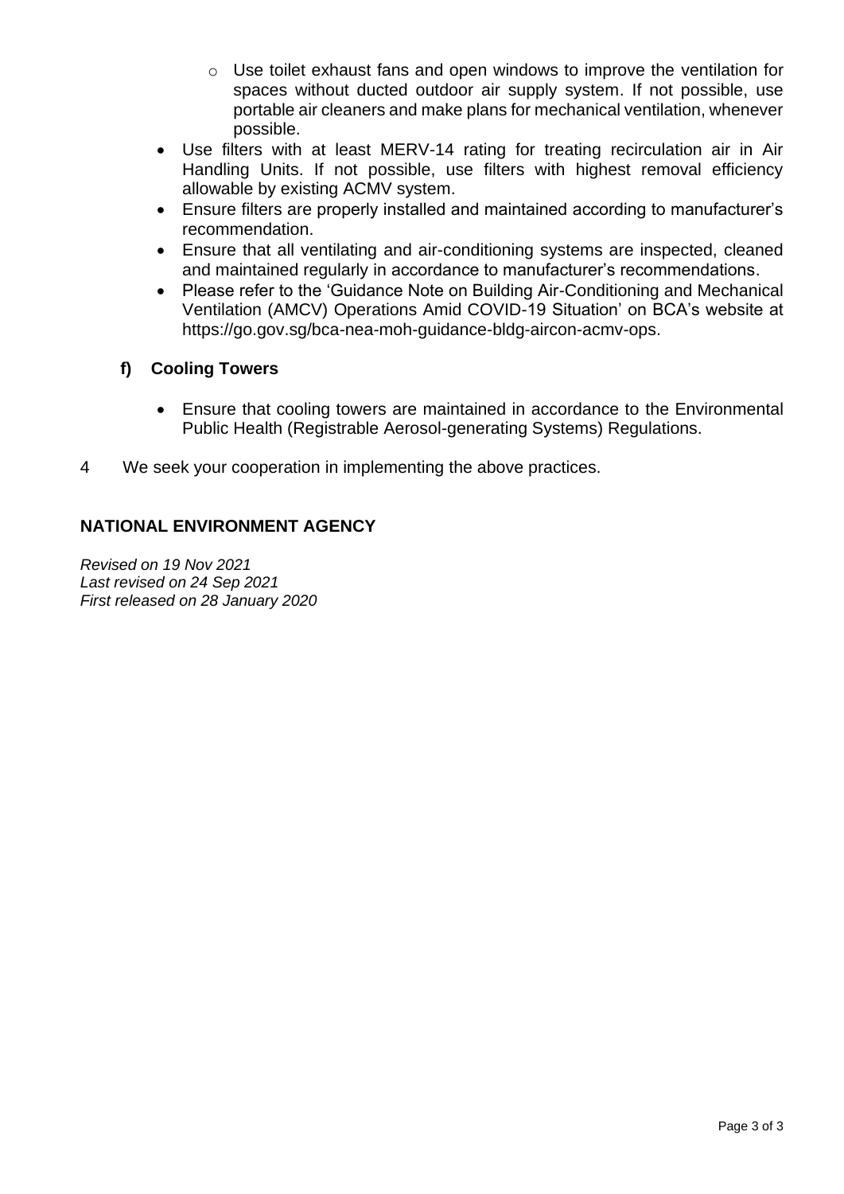- Use toilet exhaust fans and open windows to improve the ventilation for spaces without ducted outdoor air supply system. If not possible, use portable air cleaners and make plans for mechanical ventilation, whenever possible.
- Use filters with at least MERV-14 rating for treating recirculation air in Air Handling Units. If not possible, use filters with highest removal efficiency allowable by existing ACMV system.
- Ensure filters are properly installed and maintained according to manufacturer's recommendation.
- Ensure that all ventilating and air-conditioning systems are inspected, cleaned and maintained regularly in accordance to manufacturer's recommendations.
- Please refer to the 'Guidance Note on Building Air-Conditioning and Mechanical Ventilation (AMCV) Operations Amid COVID-19 Situation' on BCA's website at https://go.gov.sg/bca-nea-moh-guidance-bldg-aircon-acmv-ops.

**f) Cooling Towers**

- Ensure that cooling towers are maintained in accordance to the Environmental Public Health (Registrable Aerosol-generating Systems) Regulations.

4 We seek your cooperation in implementing the above practices.

**NATIONAL ENVIRONMENT AGENCY**

*Revised on 19 Nov 2021*
*Last revised on 24 Sep 2021*
*First released on 28 January 2020*